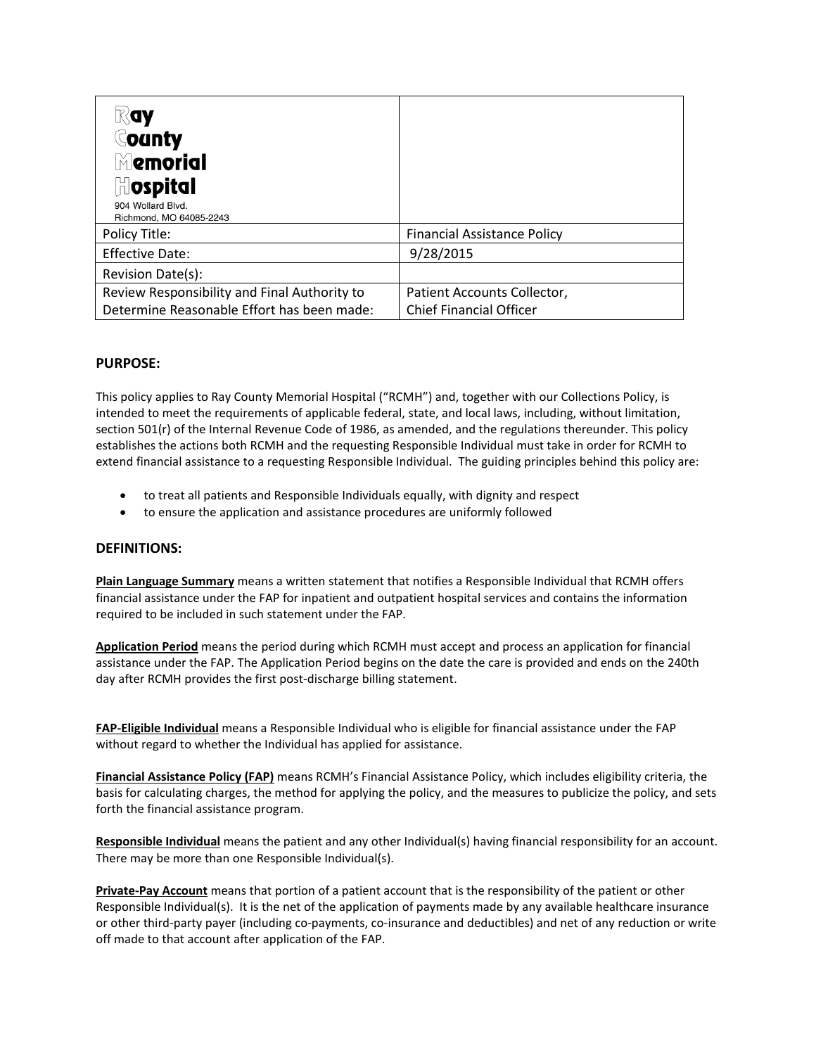| Ray County Memorial Hospital 904 Wollard Blvd. Richmond, MO 64085-2243 | |
|---|---|
| Policy Title: | Financial Assistance Policy |
| Effective Date: | 9/28/2015 |
| Revision Date(s): | |
| Review Responsibility and Final Authority to Determine Reasonable Effort has been made: | Patient Accounts Collector, Chief Financial Officer |

## PURPOSE:

This policy applies to Ray County Memorial Hospital ("RCMH") and, together with our Collections Policy, is intended to meet the requirements of applicable federal, state, and local laws, including, without limitation, section 501(r) of the Internal Revenue Code of 1986, as amended, and the regulations thereunder. This policy establishes the actions both RCMH and the requesting Responsible Individual must take in order for RCMH to extend financial assistance to a requesting Responsible Individual. The guiding principles behind this policy are:

- to treat all patients and Responsible Individuals equally, with dignity and respect
- to ensure the application and assistance procedures are uniformly followed

## DEFINITIONS:

**Plain Language Summary** means a written statement that notifies a Responsible Individual that RCMH offers financial assistance under the FAP for inpatient and outpatient hospital services and contains the information required to be included in such statement under the FAP.

**Application Period** means the period during which RCMH must accept and process an application for financial assistance under the FAP. The Application Period begins on the date the care is provided and ends on the 240th day after RCMH provides the first post-discharge billing statement.

**FAP-Eligible Individual** means a Responsible Individual who is eligible for financial assistance under the FAP without regard to whether the Individual has applied for assistance.

**Financial Assistance Policy (FAP)** means RCMH's Financial Assistance Policy, which includes eligibility criteria, the basis for calculating charges, the method for applying the policy, and the measures to publicize the policy, and sets forth the financial assistance program.

**Responsible Individual** means the patient and any other Individual(s) having financial responsibility for an account. There may be more than one Responsible Individual(s).

**Private-Pay Account** means that portion of a patient account that is the responsibility of the patient or other Responsible Individual(s). It is the net of the application of payments made by any available healthcare insurance or other third-party payer (including co-payments, co-insurance and deductibles) and net of any reduction or write off made to that account after application of the FAP.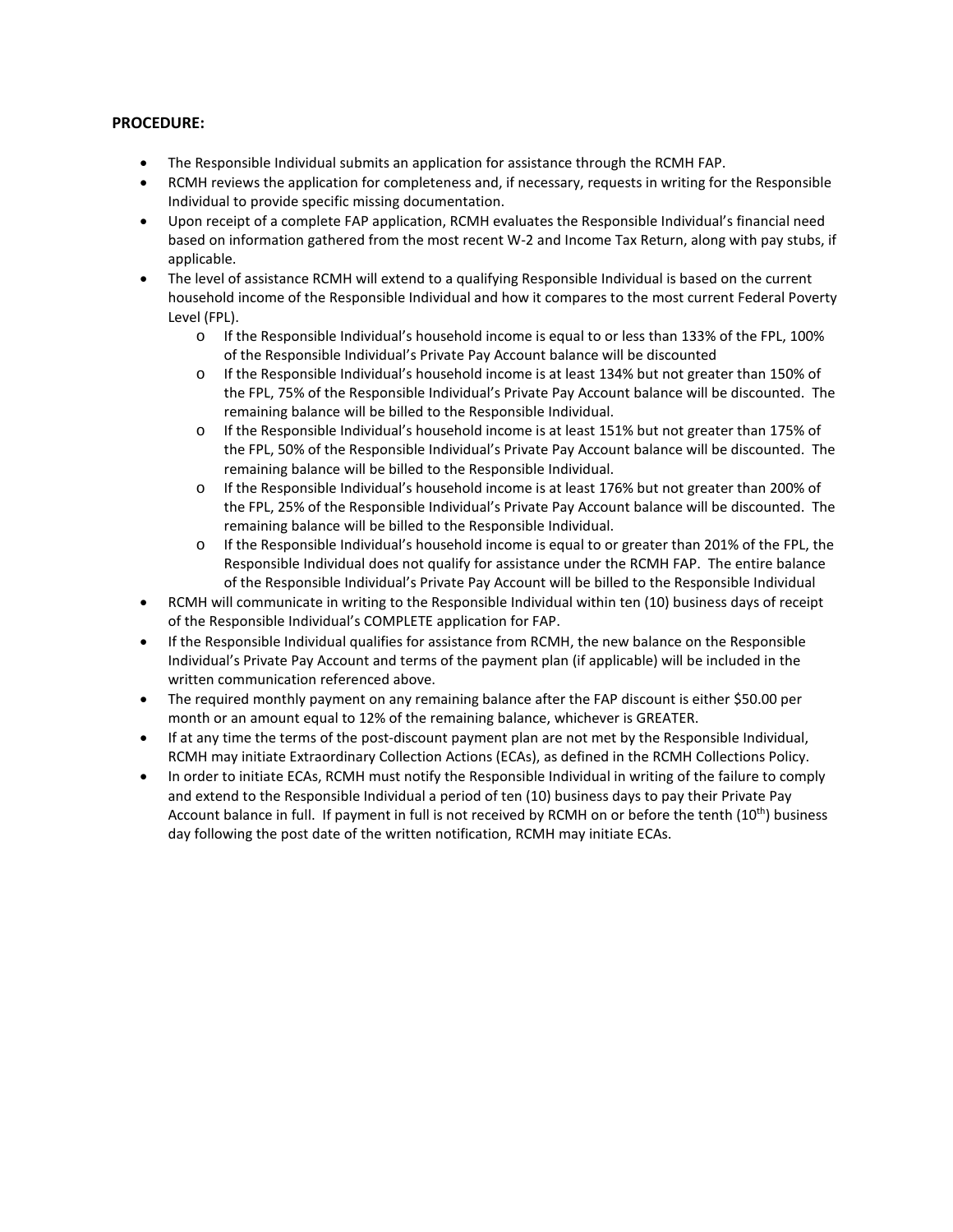**PROCEDURE:**

- The Responsible Individual submits an application for assistance through the RCMH FAP.
- RCMH reviews the application for completeness and, if necessary, requests in writing for the Responsible Individual to provide specific missing documentation.
- Upon receipt of a complete FAP application, RCMH evaluates the Responsible Individual's financial need based on information gathered from the most recent W-2 and Income Tax Return, along with pay stubs, if applicable.
- The level of assistance RCMH will extend to a qualifying Responsible Individual is based on the current household income of the Responsible Individual and how it compares to the most current Federal Poverty Level (FPL).
  - If the Responsible Individual's household income is equal to or less than 133% of the FPL, 100% of the Responsible Individual's Private Pay Account balance will be discounted
  - If the Responsible Individual's household income is at least 134% but not greater than 150% of the FPL, 75% of the Responsible Individual's Private Pay Account balance will be discounted. The remaining balance will be billed to the Responsible Individual.
  - If the Responsible Individual's household income is at least 151% but not greater than 175% of the FPL, 50% of the Responsible Individual's Private Pay Account balance will be discounted. The remaining balance will be billed to the Responsible Individual.
  - If the Responsible Individual's household income is at least 176% but not greater than 200% of the FPL, 25% of the Responsible Individual's Private Pay Account balance will be discounted. The remaining balance will be billed to the Responsible Individual.
  - If the Responsible Individual's household income is equal to or greater than 201% of the FPL, the Responsible Individual does not qualify for assistance under the RCMH FAP. The entire balance of the Responsible Individual's Private Pay Account will be billed to the Responsible Individual
- RCMH will communicate in writing to the Responsible Individual within ten (10) business days of receipt of the Responsible Individual's COMPLETE application for FAP.
- If the Responsible Individual qualifies for assistance from RCMH, the new balance on the Responsible Individual's Private Pay Account and terms of the payment plan (if applicable) will be included in the written communication referenced above.
- The required monthly payment on any remaining balance after the FAP discount is either $50.00 per month or an amount equal to 12% of the remaining balance, whichever is GREATER.
- If at any time the terms of the post-discount payment plan are not met by the Responsible Individual, RCMH may initiate Extraordinary Collection Actions (ECAs), as defined in the RCMH Collections Policy.
- In order to initiate ECAs, RCMH must notify the Responsible Individual in writing of the failure to comply and extend to the Responsible Individual a period of ten (10) business days to pay their Private Pay Account balance in full. If payment in full is not received by RCMH on or before the tenth (10$^{th}$) business day following the post date of the written notification, RCMH may initiate ECAs.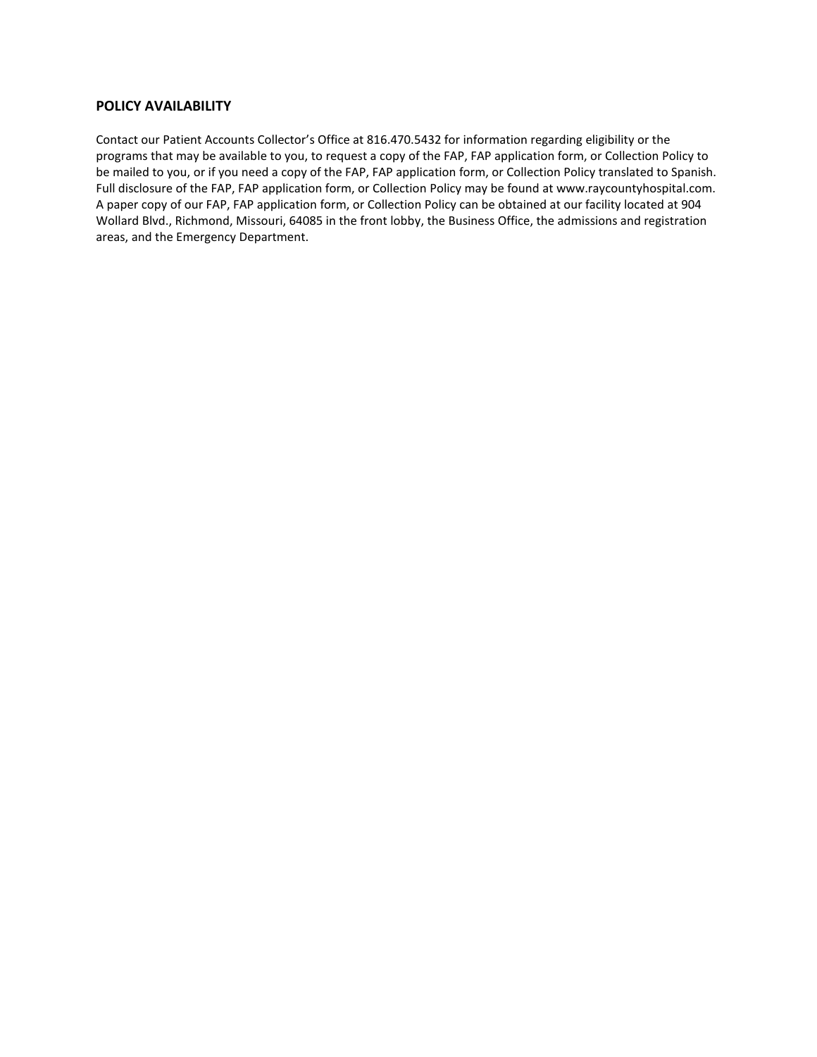## POLICY AVAILABILITY

Contact our Patient Accounts Collector's Office at 816.470.5432 for information regarding eligibility or the programs that may be available to you, to request a copy of the FAP, FAP application form, or Collection Policy to be mailed to you, or if you need a copy of the FAP, FAP application form, or Collection Policy translated to Spanish. Full disclosure of the FAP, FAP application form, or Collection Policy may be found at www.raycountyhospital.com. A paper copy of our FAP, FAP application form, or Collection Policy can be obtained at our facility located at 904 Wollard Blvd., Richmond, Missouri, 64085 in the front lobby, the Business Office, the admissions and registration areas, and the Emergency Department.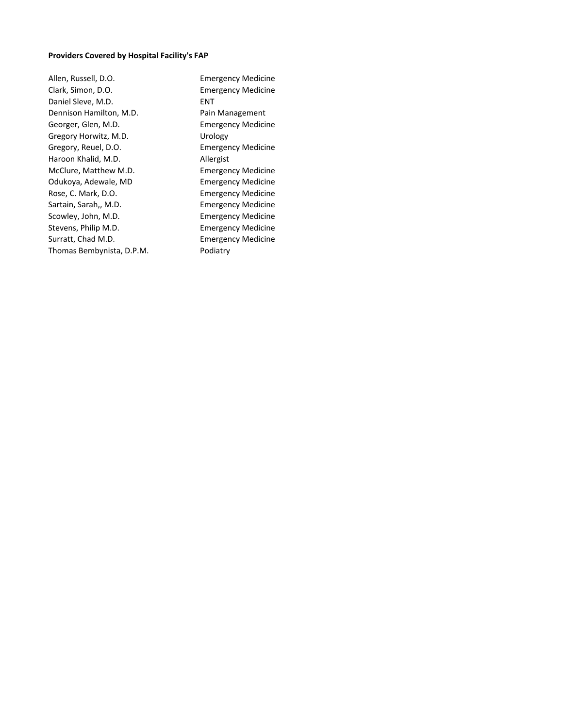**Providers Covered by Hospital Facility's FAP**

| | |
|---|---|
| Allen, Russell, D.O. | Emergency Medicine |
| Clark, Simon, D.O. | Emergency Medicine |
| Daniel Sleve, M.D. | ENT |
| Dennison Hamilton, M.D. | Pain Management |
| Georger, Glen, M.D. | Emergency Medicine |
| Gregory Horwitz, M.D. | Urology |
| Gregory, Reuel, D.O. | Emergency Medicine |
| Haroon Khalid, M.D. | Allergist |
| McClure, Matthew M.D. | Emergency Medicine |
| Odukoya, Adewale, MD | Emergency Medicine |
| Rose, C. Mark, D.O. | Emergency Medicine |
| Sartain, Sarah,, M.D. | Emergency Medicine |
| Scowley, John, M.D. | Emergency Medicine |
| Stevens, Philip M.D. | Emergency Medicine |
| Surratt, Chad M.D. | Emergency Medicine |
| Thomas Bembynista, D.P.M. | Podiatry |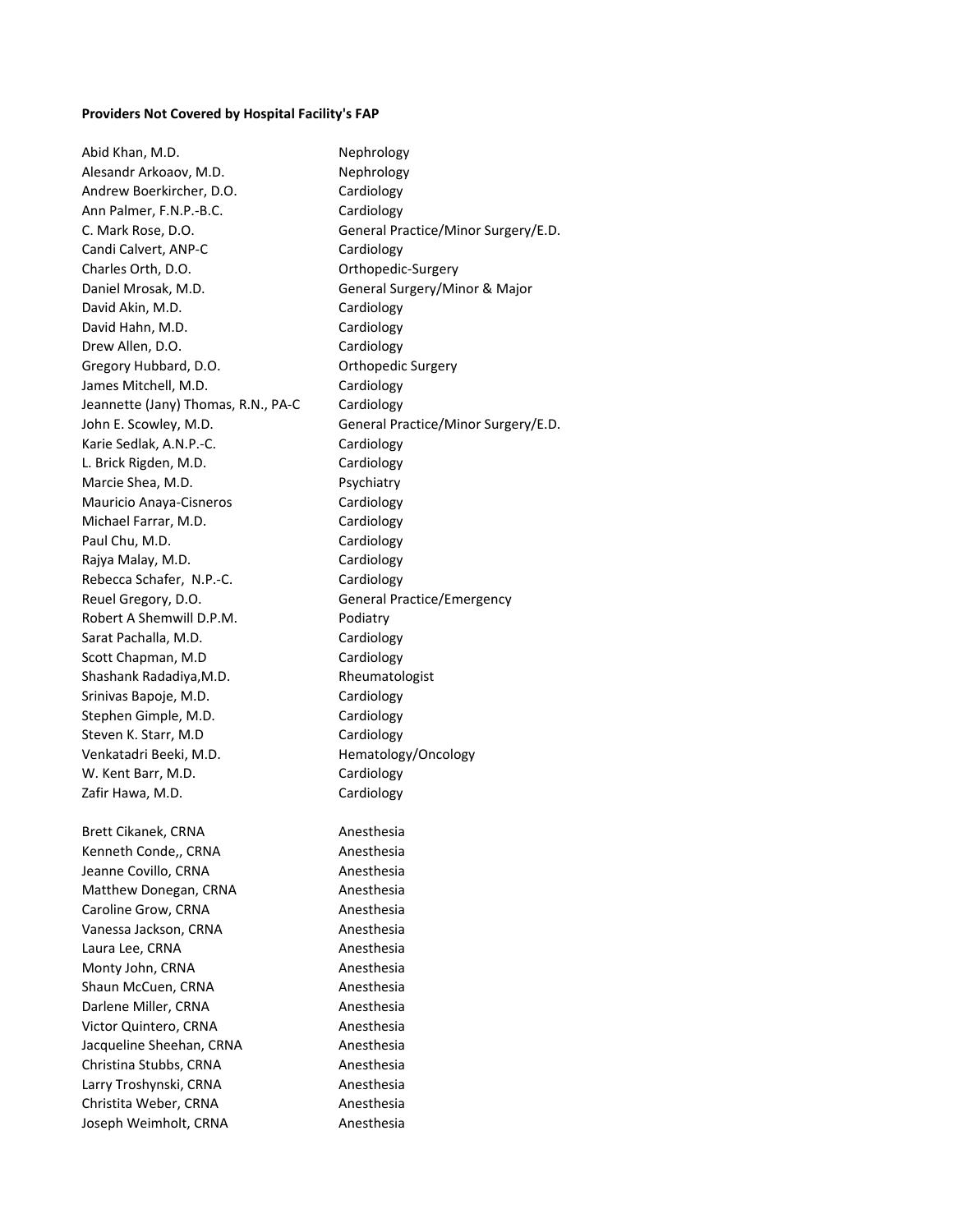**Providers Not Covered by Hospital Facility's FAP**

| | |
|---|---|
| Abid Khan, M.D. | Nephrology |
| Alesandr Arkoaov, M.D. | Nephrology |
| Andrew Boerkircher, D.O. | Cardiology |
| Ann Palmer, F.N.P.-B.C. | Cardiology |
| C. Mark Rose, D.O. | General Practice/Minor Surgery/E.D. |
| Candi Calvert, ANP-C | Cardiology |
| Charles Orth, D.O. | Orthopedic-Surgery |
| Daniel Mrosak, M.D. | General Surgery/Minor & Major |
| David Akin, M.D. | Cardiology |
| David Hahn, M.D. | Cardiology |
| Drew Allen, D.O. | Cardiology |
| Gregory Hubbard, D.O. | Orthopedic Surgery |
| James Mitchell, M.D. | Cardiology |
| Jeannette (Jany) Thomas, R.N., PA-C | Cardiology |
| John E. Scowley, M.D. | General Practice/Minor Surgery/E.D. |
| Karie Sedlak, A.N.P.-C. | Cardiology |
| L. Brick Rigden, M.D. | Cardiology |
| Marcie Shea, M.D. | Psychiatry |
| Mauricio Anaya-Cisneros | Cardiology |
| Michael Farrar, M.D. | Cardiology |
| Paul Chu, M.D. | Cardiology |
| Rajya Malay, M.D. | Cardiology |
| Rebecca Schafer, N.P.-C. | Cardiology |
| Reuel Gregory, D.O. | General Practice/Emergency |
| Robert A Shemwill D.P.M. | Podiatry |
| Sarat Pachalla, M.D. | Cardiology |
| Scott Chapman, M.D | Cardiology |
| Shashank Radadiya,M.D. | Rheumatologist |
| Srinivas Bapoje, M.D. | Cardiology |
| Stephen Gimple, M.D. | Cardiology |
| Steven K. Starr, M.D | Cardiology |
| Venkatadri Beeki, M.D. | Hematology/Oncology |
| W. Kent Barr, M.D. | Cardiology |
| Zafir Hawa, M.D. | Cardiology |

| | |
|---|---|
| Brett Cikanek, CRNA | Anesthesia |
| Kenneth Conde,, CRNA | Anesthesia |
| Jeanne Covillo, CRNA | Anesthesia |
| Matthew Donegan, CRNA | Anesthesia |
| Caroline Grow, CRNA | Anesthesia |
| Vanessa Jackson, CRNA | Anesthesia |
| Laura Lee, CRNA | Anesthesia |
| Monty John, CRNA | Anesthesia |
| Shaun McCuen, CRNA | Anesthesia |
| Darlene Miller, CRNA | Anesthesia |
| Victor Quintero, CRNA | Anesthesia |
| Jacqueline Sheehan, CRNA | Anesthesia |
| Christina Stubbs, CRNA | Anesthesia |
| Larry Troshynski, CRNA | Anesthesia |
| Christita Weber, CRNA | Anesthesia |
| Joseph Weimholt, CRNA | Anesthesia |